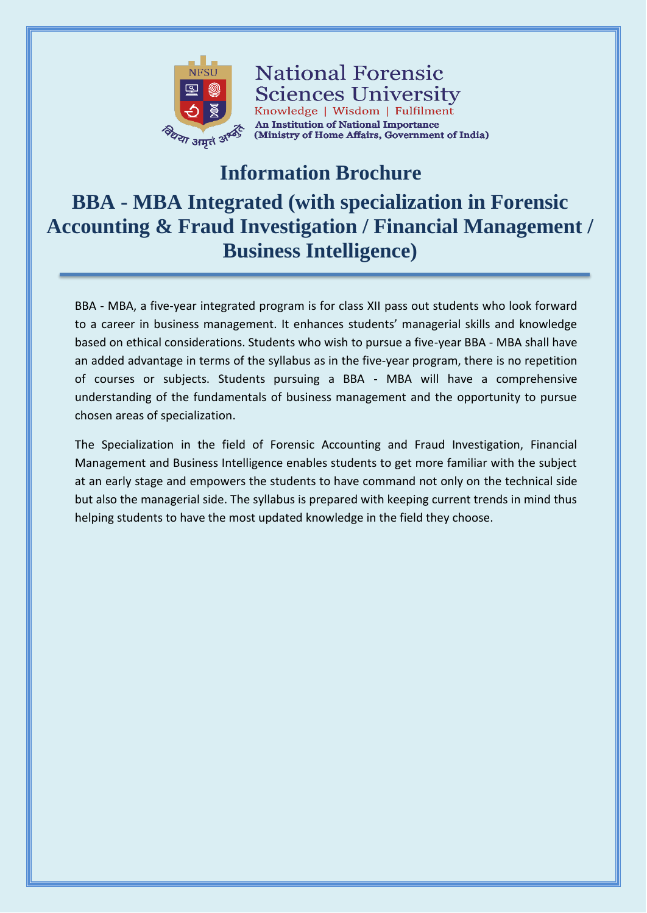National Forensic Sciences University

Knowledge | Wisdom | Fulfilment

An Institution of National Importance
(Ministry of Home Affairs, Government of India)

# Information Brochure

## BBA - MBA Integrated (with specialization in Forensic Accounting & Fraud Investigation / Financial Management / Business Intelligence)

BBA - MBA, a five-year integrated program is for class XII pass out students who look forward to a career in business management. It enhances students' managerial skills and knowledge based on ethical considerations. Students who wish to pursue a five-year BBA - MBA shall have an added advantage in terms of the syllabus as in the five-year program, there is no repetition of courses or subjects. Students pursuing a BBA - MBA will have a comprehensive understanding of the fundamentals of business management and the opportunity to pursue chosen areas of specialization.

The Specialization in the field of Forensic Accounting and Fraud Investigation, Financial Management and Business Intelligence enables students to get more familiar with the subject at an early stage and empowers the students to have command not only on the technical side but also the managerial side. The syllabus is prepared with keeping current trends in mind thus helping students to have the most updated knowledge in the field they choose.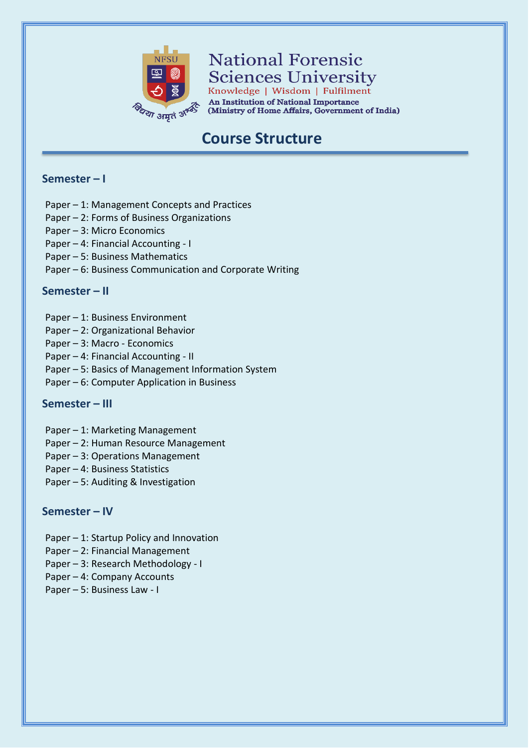National Forensic Sciences University

Knowledge | Wisdom | Fulfilment

An Institution of National Importance
(Ministry of Home Affairs, Government of India)

# Course Structure

## Semester – I

Paper – 1: Management Concepts and Practices
Paper – 2: Forms of Business Organizations
Paper – 3: Micro Economics
Paper – 4: Financial Accounting - I
Paper – 5: Business Mathematics
Paper – 6: Business Communication and Corporate Writing

## Semester – II

Paper – 1: Business Environment
Paper – 2: Organizational Behavior
Paper – 3: Macro - Economics
Paper – 4: Financial Accounting - II
Paper – 5: Basics of Management Information System
Paper – 6: Computer Application in Business

## Semester – III

Paper – 1: Marketing Management
Paper – 2: Human Resource Management
Paper – 3: Operations Management
Paper – 4: Business Statistics
Paper – 5: Auditing & Investigation

## Semester – IV

Paper – 1: Startup Policy and Innovation
Paper – 2: Financial Management
Paper – 3: Research Methodology - I
Paper – 4: Company Accounts
Paper – 5: Business Law - I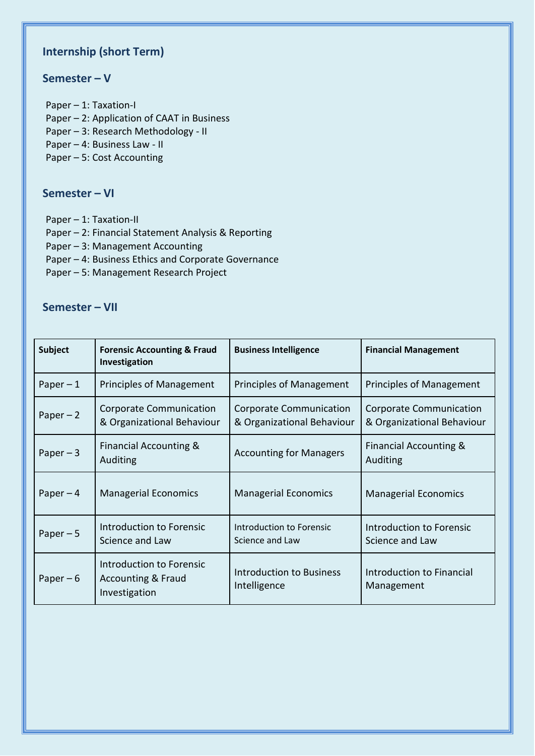## Internship (short Term)

## Semester – V

Paper – 1: Taxation-I
Paper – 2: Application of CAAT in Business
Paper – 3: Research Methodology - II
Paper – 4: Business Law - II
Paper – 5: Cost Accounting

## Semester – VI

Paper – 1: Taxation-II
Paper – 2: Financial Statement Analysis & Reporting
Paper – 3: Management Accounting
Paper – 4: Business Ethics and Corporate Governance
Paper – 5: Management Research Project

## Semester – VII

| Subject | Forensic Accounting & Fraud Investigation | Business Intelligence | Financial Management |
|---|---|---|---|
| Paper – 1 | Principles of Management | Principles of Management | Principles of Management |
| Paper – 2 | Corporate Communication & Organizational Behaviour | Corporate Communication & Organizational Behaviour | Corporate Communication & Organizational Behaviour |
| Paper – 3 | Financial Accounting & Auditing | Accounting for Managers | Financial Accounting & Auditing |
| Paper – 4 | Managerial Economics | Managerial Economics | Managerial Economics |
| Paper – 5 | Introduction to Forensic Science and Law | Introduction to Forensic Science and Law | Introduction to Forensic Science and Law |
| Paper – 6 | Introduction to Forensic Accounting & Fraud Investigation | Introduction to Business Intelligence | Introduction to Financial Management |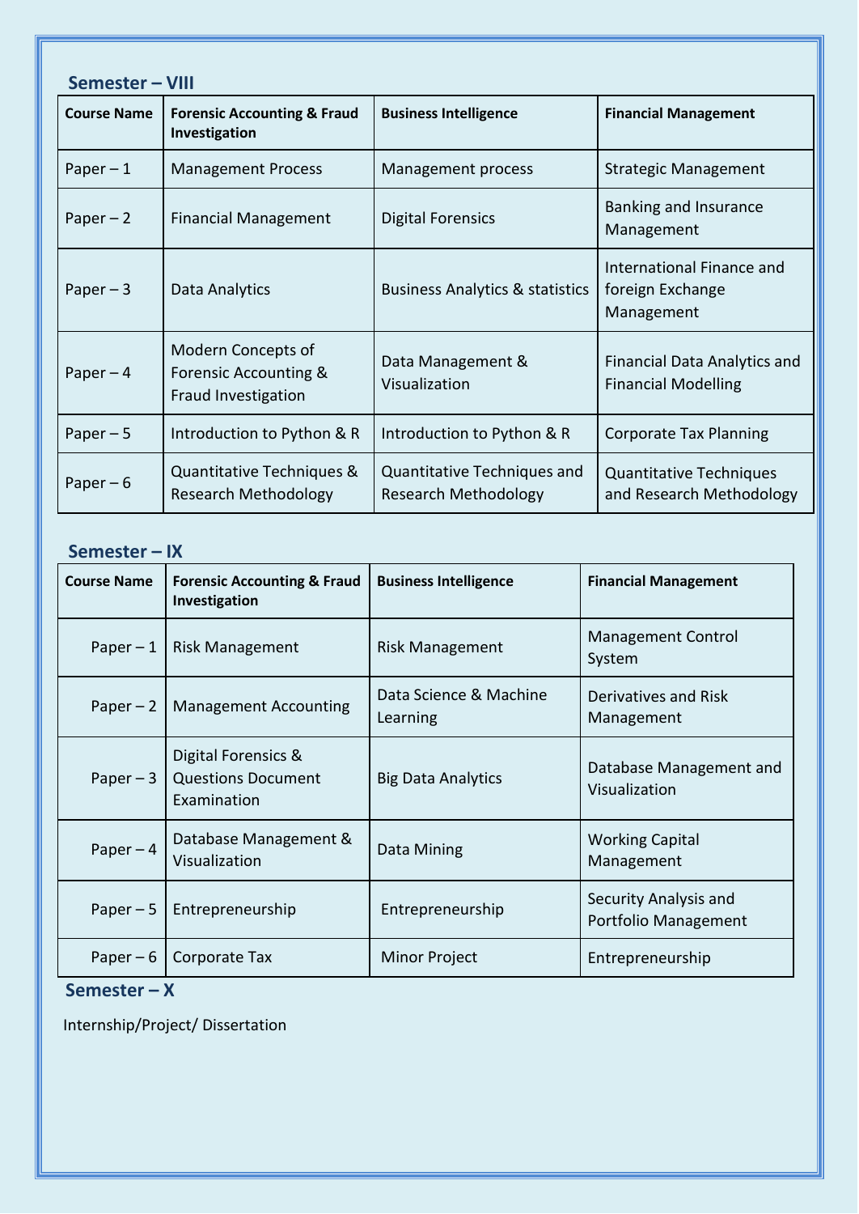## Semester – VIII

| Course Name | Forensic Accounting & Fraud Investigation | Business Intelligence | Financial Management |
|---|---|---|---|
| Paper – 1 | Management Process | Management process | Strategic Management |
| Paper – 2 | Financial Management | Digital Forensics | Banking and Insurance Management |
| Paper – 3 | Data Analytics | Business Analytics & statistics | International Finance and foreign Exchange Management |
| Paper – 4 | Modern Concepts of Forensic Accounting & Fraud Investigation | Data Management & Visualization | Financial Data Analytics and Financial Modelling |
| Paper – 5 | Introduction to Python & R | Introduction to Python & R | Corporate Tax Planning |
| Paper – 6 | Quantitative Techniques & Research Methodology | Quantitative Techniques and Research Methodology | Quantitative Techniques and Research Methodology |

## Semester – IX

| Course Name | Forensic Accounting & Fraud Investigation | Business Intelligence | Financial Management |
|---|---|---|---|
| Paper – 1 | Risk Management | Risk Management | Management Control System |
| Paper – 2 | Management Accounting | Data Science & Machine Learning | Derivatives and Risk Management |
| Paper – 3 | Digital Forensics & Questions Document Examination | Big Data Analytics | Database Management and Visualization |
| Paper – 4 | Database Management & Visualization | Data Mining | Working Capital Management |
| Paper – 5 | Entrepreneurship | Entrepreneurship | Security Analysis and Portfolio Management |
| Paper – 6 | Corporate Tax | Minor Project | Entrepreneurship |

## Semester – X

Internship/Project/ Dissertation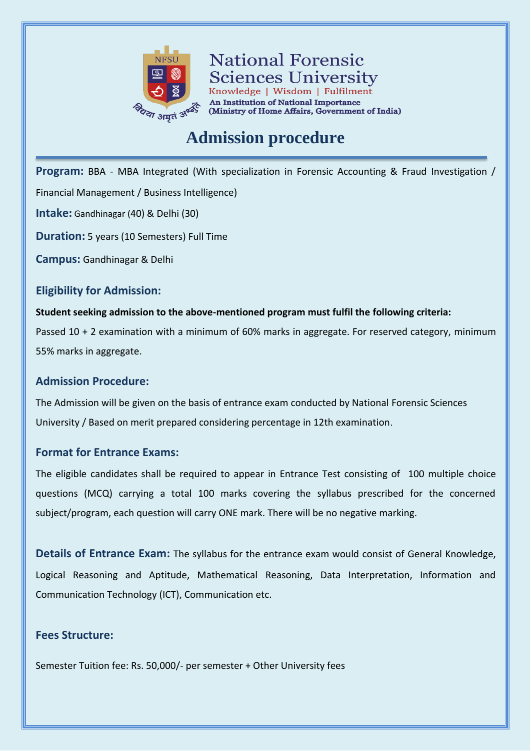National Forensic Sciences University

Knowledge | Wisdom | Fulfilment

An Institution of National Importance

(Ministry of Home Affairs, Government of India)

# Admission procedure

**Program:** BBA - MBA Integrated (With specialization in Forensic Accounting & Fraud Investigation / Financial Management / Business Intelligence)

**Intake:** Gandhinagar (40) & Delhi (30)

**Duration:** 5 years (10 Semesters) Full Time

**Campus:** Gandhinagar & Delhi

## Eligibility for Admission:

**Student seeking admission to the above-mentioned program must fulfil the following criteria:**

Passed 10 + 2 examination with a minimum of 60% marks in aggregate. For reserved category, minimum 55% marks in aggregate.

## Admission Procedure:

The Admission will be given on the basis of entrance exam conducted by National Forensic Sciences University / Based on merit prepared considering percentage in 12th examination.

## Format for Entrance Exams:

The eligible candidates shall be required to appear in Entrance Test consisting of 100 multiple choice questions (MCQ) carrying a total 100 marks covering the syllabus prescribed for the concerned subject/program, each question will carry ONE mark. There will be no negative marking.

**Details of Entrance Exam:** The syllabus for the entrance exam would consist of General Knowledge, Logical Reasoning and Aptitude, Mathematical Reasoning, Data Interpretation, Information and Communication Technology (ICT), Communication etc.

## Fees Structure:

Semester Tuition fee: Rs. 50,000/- per semester + Other University fees